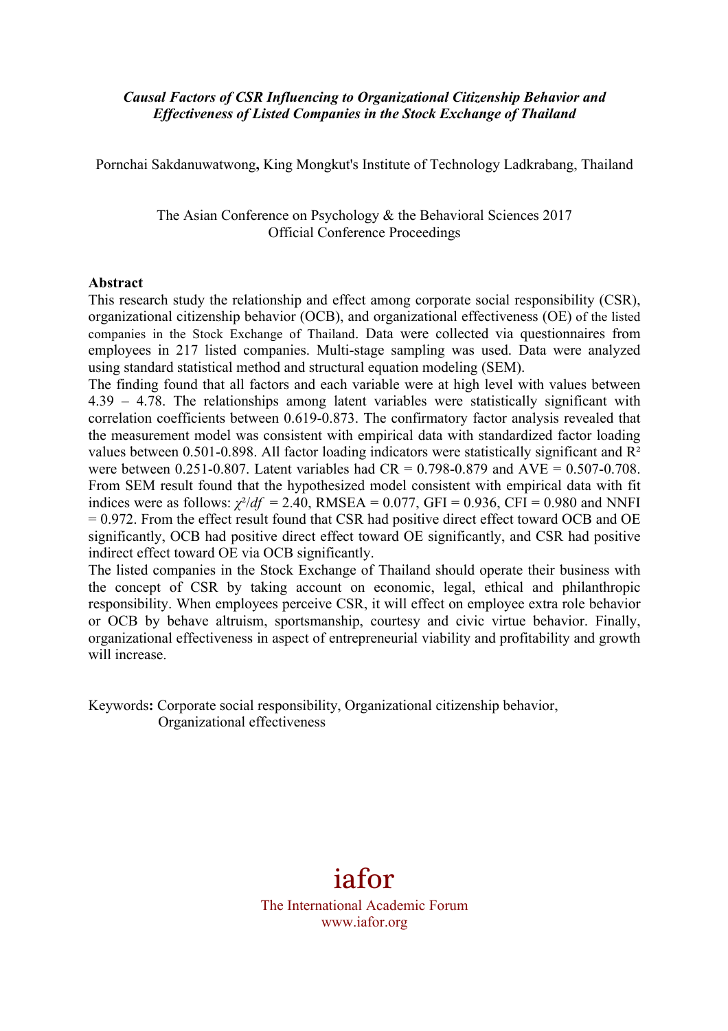***Causal Factors of CSR Influencing to Organizational Citizenship Behavior and Effectiveness of Listed Companies in the Stock Exchange of Thailand***

Pornchai Sakdanuwatwong**,** King Mongkut's Institute of Technology Ladkrabang, Thailand

The Asian Conference on Psychology & the Behavioral Sciences 2017
Official Conference Proceedings

**Abstract**

This research study the relationship and effect among corporate social responsibility (CSR), organizational citizenship behavior (OCB), and organizational effectiveness (OE) of the listed companies in the Stock Exchange of Thailand. Data were collected via questionnaires from employees in 217 listed companies. Multi-stage sampling was used. Data were analyzed using standard statistical method and structural equation modeling (SEM).

The finding found that all factors and each variable were at high level with values between 4.39 – 4.78. The relationships among latent variables were statistically significant with correlation coefficients between 0.619-0.873. The confirmatory factor analysis revealed that the measurement model was consistent with empirical data with standardized factor loading values between 0.501-0.898. All factor loading indicators were statistically significant and $R^2$ were between 0.251-0.807. Latent variables had CR = 0.798-0.879 and AVE = 0.507-0.708. From SEM result found that the hypothesized model consistent with empirical data with fit indices were as follows: $\chi^2/df$ = 2.40, RMSEA = 0.077, GFI = 0.936, CFI = 0.980 and NNFI = 0.972. From the effect result found that CSR had positive direct effect toward OCB and OE significantly, OCB had positive direct effect toward OE significantly, and CSR had positive indirect effect toward OE via OCB significantly.

The listed companies in the Stock Exchange of Thailand should operate their business with the concept of CSR by taking account on economic, legal, ethical and philanthropic responsibility. When employees perceive CSR, it will effect on employee extra role behavior or OCB by behave altruism, sportsmanship, courtesy and civic virtue behavior. Finally, organizational effectiveness in aspect of entrepreneurial viability and profitability and growth will increase.

Keywords**:** Corporate social responsibility, Organizational citizenship behavior, Organizational effectiveness

iafor
The International Academic Forum
www.iafor.org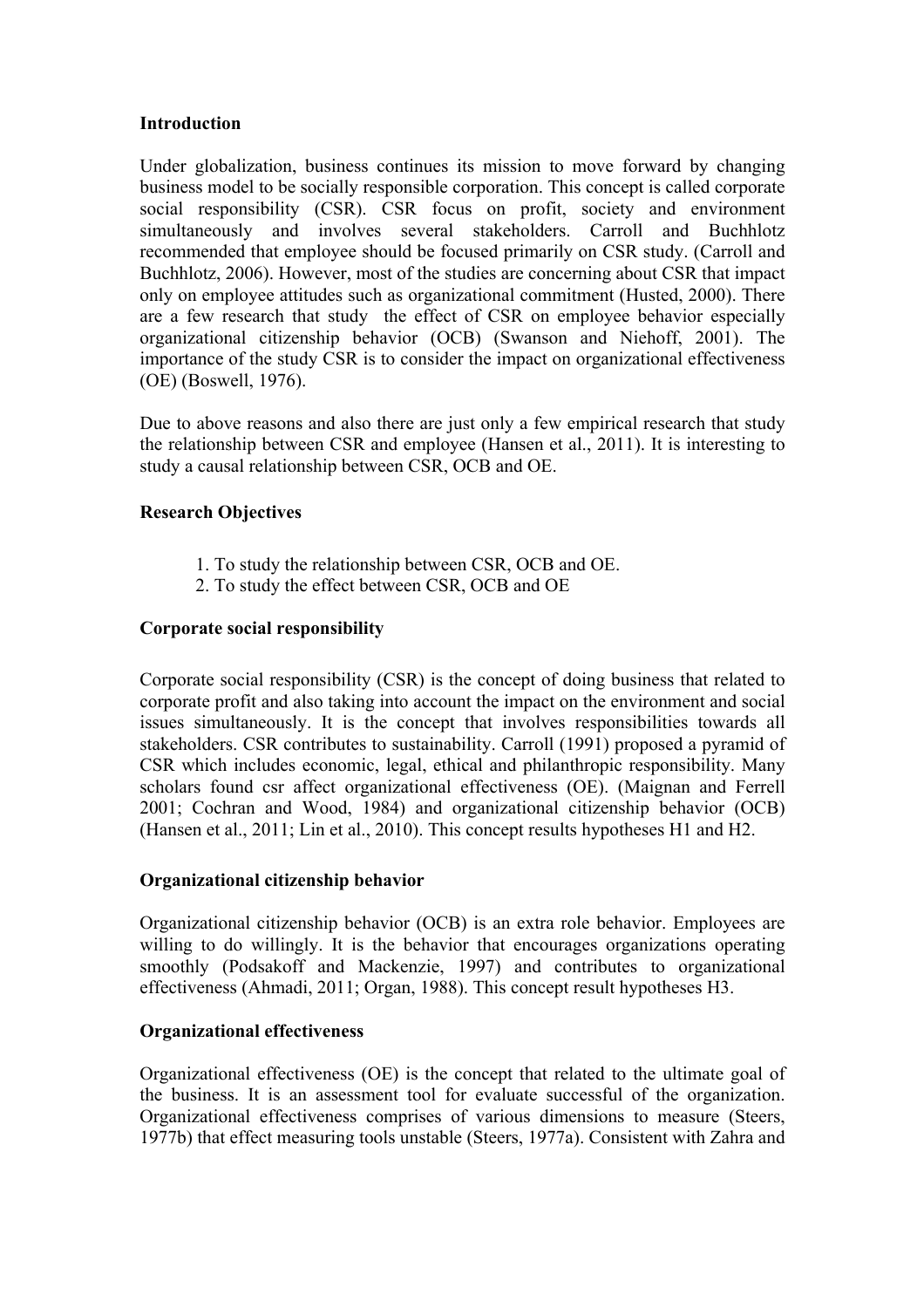**Introduction**

Under globalization, business continues its mission to move forward by changing business model to be socially responsible corporation. This concept is called corporate social responsibility (CSR). CSR focus on profit, society and environment simultaneously and involves several stakeholders. Carroll and Buchhlotz recommended that employee should be focused primarily on CSR study. (Carroll and Buchhlotz, 2006). However, most of the studies are concerning about CSR that impact only on employee attitudes such as organizational commitment (Husted, 2000). There are a few research that study the effect of CSR on employee behavior especially organizational citizenship behavior (OCB) (Swanson and Niehoff, 2001). The importance of the study CSR is to consider the impact on organizational effectiveness (OE) (Boswell, 1976).

Due to above reasons and also there are just only a few empirical research that study the relationship between CSR and employee (Hansen et al., 2011). It is interesting to study a causal relationship between CSR, OCB and OE.

**Research Objectives**

1. To study the relationship between CSR, OCB and OE.
2. To study the effect between CSR, OCB and OE

**Corporate social responsibility**

Corporate social responsibility (CSR) is the concept of doing business that related to corporate profit and also taking into account the impact on the environment and social issues simultaneously. It is the concept that involves responsibilities towards all stakeholders. CSR contributes to sustainability. Carroll (1991) proposed a pyramid of CSR which includes economic, legal, ethical and philanthropic responsibility. Many scholars found csr affect organizational effectiveness (OE). (Maignan and Ferrell 2001; Cochran and Wood, 1984) and organizational citizenship behavior (OCB) (Hansen et al., 2011; Lin et al., 2010). This concept results hypotheses H1 and H2.

**Organizational citizenship behavior**

Organizational citizenship behavior (OCB) is an extra role behavior. Employees are willing to do willingly. It is the behavior that encourages organizations operating smoothly (Podsakoff and Mackenzie, 1997) and contributes to organizational effectiveness (Ahmadi, 2011; Organ, 1988). This concept result hypotheses H3.

**Organizational effectiveness**

Organizational effectiveness (OE) is the concept that related to the ultimate goal of the business. It is an assessment tool for evaluate successful of the organization. Organizational effectiveness comprises of various dimensions to measure (Steers, 1977b) that effect measuring tools unstable (Steers, 1977a). Consistent with Zahra and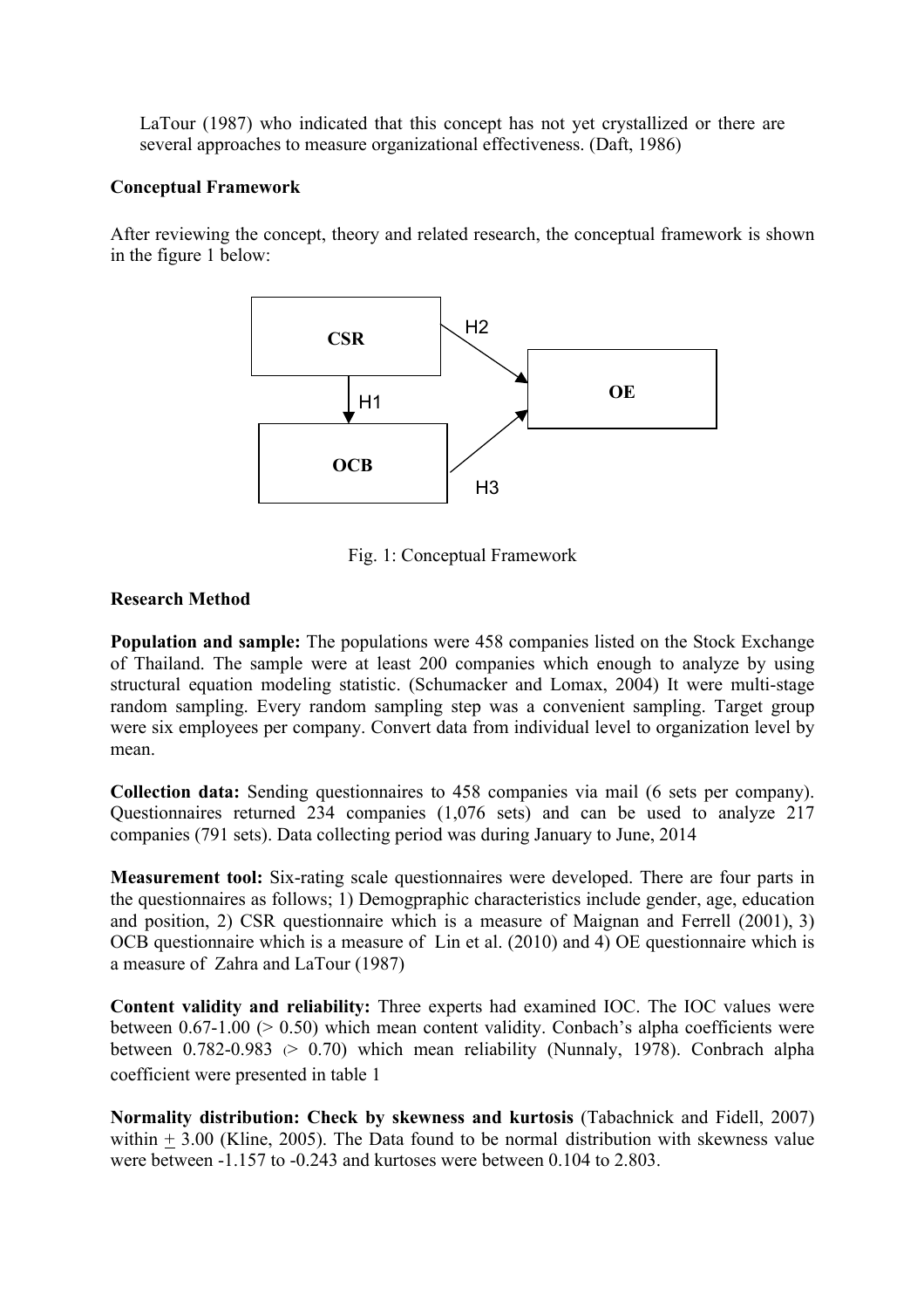LaTour (1987) who indicated that this concept has not yet crystallized or there are several approaches to measure organizational effectiveness. (Daft, 1986)

**Conceptual Framework**

After reviewing the concept, theory and related research, the conceptual framework is shown in the figure 1 below:

Fig. 1: Conceptual Framework

**Research Method**

**Population and sample:** The populations were 458 companies listed on the Stock Exchange of Thailand. The sample were at least 200 companies which enough to analyze by using structural equation modeling statistic. (Schumacker and Lomax, 2004) It were multi-stage random sampling. Every random sampling step was a convenient sampling. Target group were six employees per company. Convert data from individual level to organization level by mean.

**Collection data:** Sending questionnaires to 458 companies via mail (6 sets per company). Questionnaires returned 234 companies (1,076 sets) and can be used to analyze 217 companies (791 sets). Data collecting period was during January to June, 2014

**Measurement tool:** Six-rating scale questionnaires were developed. There are four parts in the questionnaires as follows; 1) Demogpraphic characteristics include gender, age, education and position, 2) CSR questionnaire which is a measure of Maignan and Ferrell (2001), 3) OCB questionnaire which is a measure of Lin et al. (2010) and 4) OE questionnaire which is a measure of Zahra and LaTour (1987)

**Content validity and reliability:** Three experts had examined IOC. The IOC values were between 0.67-1.00 (> 0.50) which mean content validity. Conbach's alpha coefficients were between 0.782-0.983 (> 0.70) which mean reliability (Nunnaly, 1978). Conbrach alpha coefficient were presented in table 1

**Normality distribution: Check by skewness and kurtosis** (Tabachnick and Fidell, 2007) within $\pm$ 3.00 (Kline, 2005). The Data found to be normal distribution with skewness value were between -1.157 to -0.243 and kurtoses were between 0.104 to 2.803.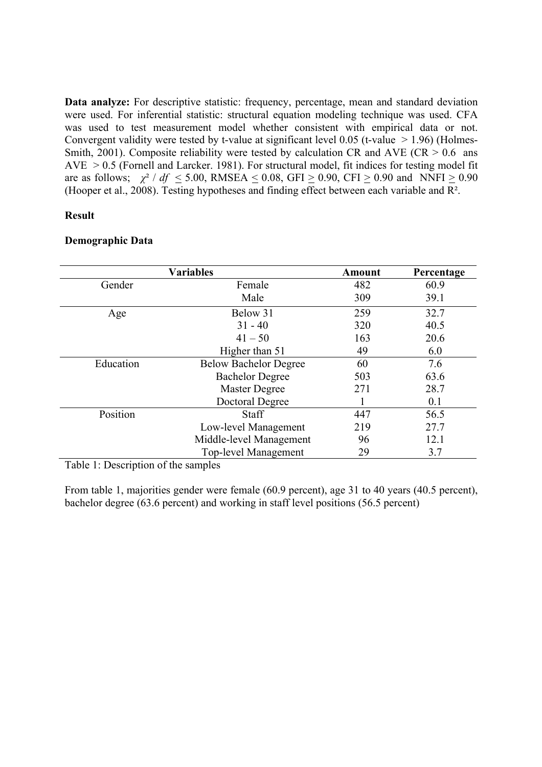**Data analyze:** For descriptive statistic: frequency, percentage, mean and standard deviation were used. For inferential statistic: structural equation modeling technique was used. CFA was used to test measurement model whether consistent with empirical data or not. Convergent validity were tested by t-value at significant level 0.05 (t-value > 1.96) (Holmes-Smith, 2001). Composite reliability were tested by calculation CR and AVE (CR > 0.6 ans AVE > 0.5 (Fornell and Larcker. 1981). For structural model, fit indices for testing model fit are as follows; $\chi^2$ / $df$ $\leq$ 5.00, RMSEA $\leq$ 0.08, GFI $\geq$ 0.90, CFI $\geq$ 0.90 and NNFI $\geq$ 0.90 (Hooper et al., 2008). Testing hypotheses and finding effect between each variable and $R^2$.

**Result**

**Demographic Data**

| Variables | | Amount | Percentage |
|---|---|---|---|
| Gender | Female | 482 | 60.9 |
| | Male | 309 | 39.1 |
| Age | Below 31 | 259 | 32.7 |
| | 31 - 40 | 320 | 40.5 |
| | 41 – 50 | 163 | 20.6 |
| | Higher than 51 | 49 | 6.0 |
| Education | Below Bachelor Degree | 60 | 7.6 |
| | Bachelor Degree | 503 | 63.6 |
| | Master Degree | 271 | 28.7 |
| | Doctoral Degree | 1 | 0.1 |
| Position | Staff | 447 | 56.5 |
| | Low-level Management | 219 | 27.7 |
| | Middle-level Management | 96 | 12.1 |
| | Top-level Management | 29 | 3.7 |

Table 1: Description of the samples

From table 1, majorities gender were female (60.9 percent), age 31 to 40 years (40.5 percent), bachelor degree (63.6 percent) and working in staff level positions (56.5 percent)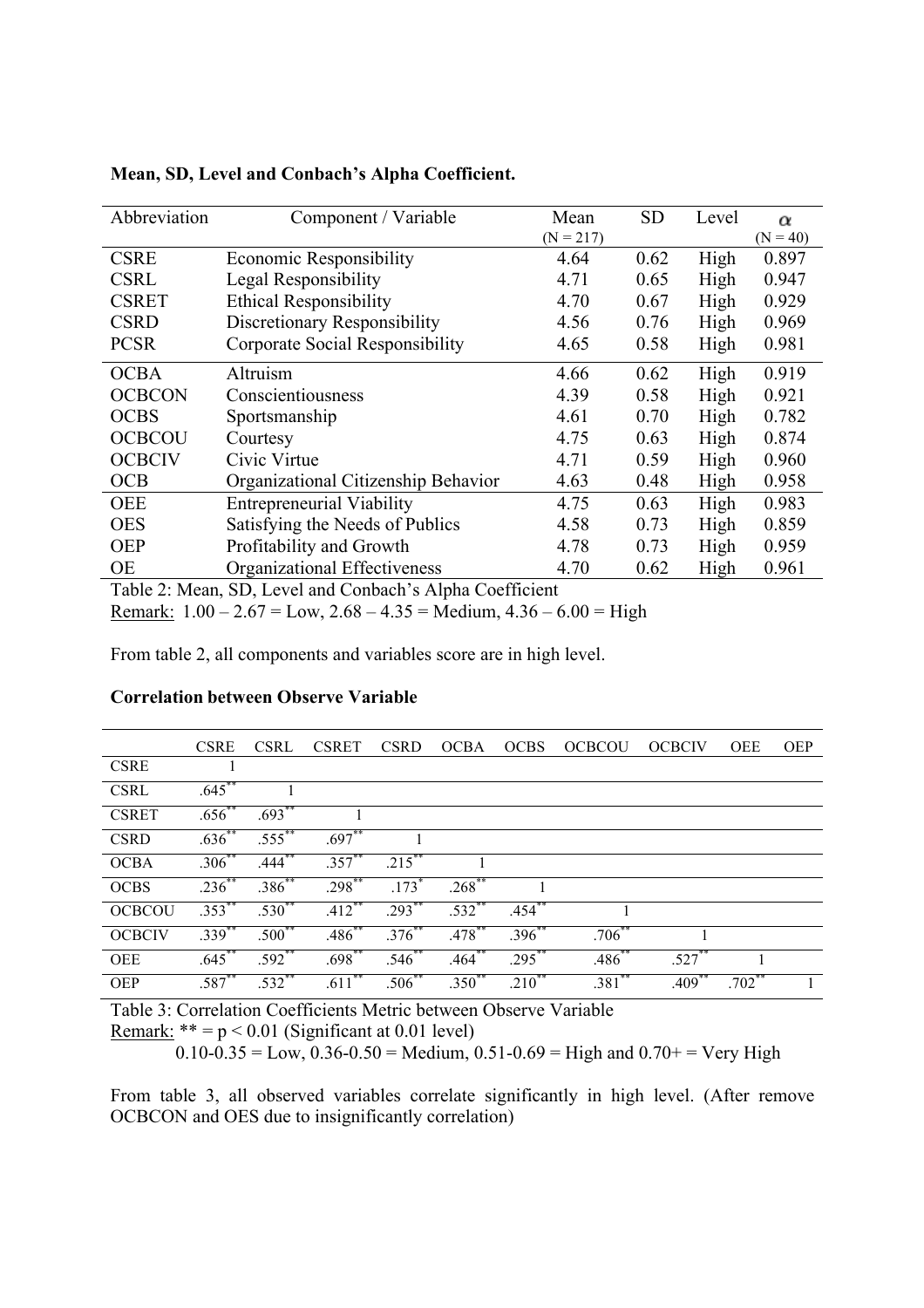**Mean, SD, Level and Conbach's Alpha Coefficient.**

| Abbreviation | Component / Variable | Mean (N = 217) | SD | Level | α (N = 40) |
|---|---|---|---|---|---|
| CSRE | Economic Responsibility | 4.64 | 0.62 | High | 0.897 |
| CSRL | Legal Responsibility | 4.71 | 0.65 | High | 0.947 |
| CSRET | Ethical Responsibility | 4.70 | 0.67 | High | 0.929 |
| CSRD | Discretionary Responsibility | 4.56 | 0.76 | High | 0.969 |
| PCSR | Corporate Social Responsibility | 4.65 | 0.58 | High | 0.981 |
| OCBA | Altruism | 4.66 | 0.62 | High | 0.919 |
| OCBCON | Conscientiousness | 4.39 | 0.58 | High | 0.921 |
| OCBS | Sportsmanship | 4.61 | 0.70 | High | 0.782 |
| OCBCOU | Courtesy | 4.75 | 0.63 | High | 0.874 |
| OCBCIV | Civic Virtue | 4.71 | 0.59 | High | 0.960 |
| OCB | Organizational Citizenship Behavior | 4.63 | 0.48 | High | 0.958 |
| OEE | Entrepreneurial Viability | 4.75 | 0.63 | High | 0.983 |
| OES | Satisfying the Needs of Publics | 4.58 | 0.73 | High | 0.859 |
| OEP | Profitability and Growth | 4.78 | 0.73 | High | 0.959 |
| OE | Organizational Effectiveness | 4.70 | 0.62 | High | 0.961 |

Table 2: Mean, SD, Level and Conbach's Alpha Coefficient

Remark: 1.00 – 2.67 = Low, 2.68 – 4.35 = Medium, 4.36 – 6.00 = High

From table 2, all components and variables score are in high level.

**Correlation between Observe Variable**

| | CSRE | CSRL | CSRET | CSRD | OCBA | OCBS | OCBCOU | OCBCIV | OEE | OEP |
|---|---|---|---|---|---|---|---|---|---|---|
| CSRE | 1 | | | | | | | | | |
| CSRL | .645** | 1 | | | | | | | | |
| CSRET | .656** | .693** | 1 | | | | | | | |
| CSRD | .636** | .555** | .697** | 1 | | | | | | |
| OCBA | .306** | .444** | .357** | .215** | 1 | | | | | |
| OCBS | .236** | .386** | .298** | .173* | .268** | 1 | | | | |
| OCBCOU | .353** | .530** | .412** | .293** | .532** | .454** | 1 | | | |
| OCBCIV | .339** | .500** | .486** | .376** | .478** | .396** | .706** | 1 | | |
| OEE | .645** | .592** | .698** | .546** | .464** | .295** | .486** | .527** | 1 | |
| OEP | .587** | .532** | .611** | .506** | .350** | .210** | .381** | .409** | .702** | 1 |

Table 3: Correlation Coefficients Metric between Observe Variable

Remark: ** = $p < 0.01$ (Significant at 0.01 level)

0.10-0.35 = Low, 0.36-0.50 = Medium, 0.51-0.69 = High and 0.70+ = Very High

From table 3, all observed variables correlate significantly in high level. (After remove OCBCON and OES due to insignificantly correlation)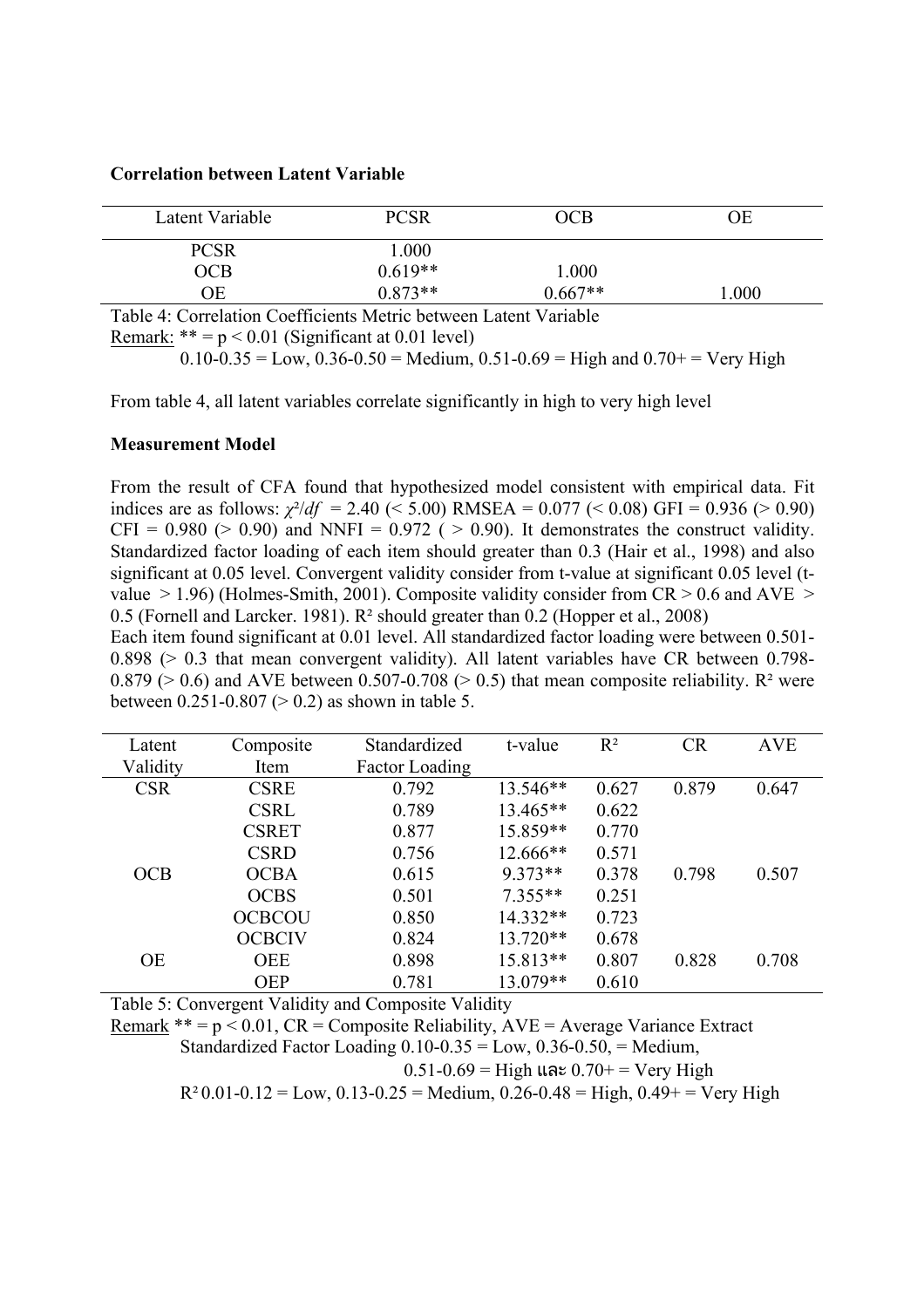**Correlation between Latent Variable**

| Latent Variable | PCSR | OCB | OE |
|---|---|---|---|
| PCSR | 1.000 | | |
| OCB | 0.619** | 1.000 | |
| OE | 0.873** | 0.667** | 1.000 |

Table 4: Correlation Coefficients Metric between Latent Variable
Remark: ** = $p < 0.01$ (Significant at 0.01 level)
0.10-0.35 = Low, 0.36-0.50 = Medium, 0.51-0.69 = High and 0.70+ = Very High

From table 4, all latent variables correlate significantly in high to very high level

**Measurement Model**

From the result of CFA found that hypothesized model consistent with empirical data. Fit indices are as follows: $\chi^2/df$ = 2.40 (< 5.00) RMSEA = 0.077 (< 0.08) GFI = 0.936 (> 0.90) CFI = 0.980 (> 0.90) and NNFI = 0.972 ( > 0.90). It demonstrates the construct validity. Standardized factor loading of each item should greater than 0.3 (Hair et al., 1998) and also significant at 0.05 level. Convergent validity consider from t-value at significant 0.05 level (t-value > 1.96) (Holmes-Smith, 2001). Composite validity consider from CR > 0.6 and AVE > 0.5 (Fornell and Larcker. 1981). $R^2$ should greater than 0.2 (Hopper et al., 2008)
Each item found significant at 0.01 level. All standardized factor loading were between 0.501-0.898 (> 0.3 that mean convergent validity). All latent variables have CR between 0.798-0.879 (> 0.6) and AVE between 0.507-0.708 (> 0.5) that mean composite reliability. $R^2$ were between 0.251-0.807 (> 0.2) as shown in table 5.

| Latent Validity | Composite Item | Standardized Factor Loading | t-value | $R^2$ | CR | AVE |
|---|---|---|---|---|---|---|
| CSR | CSRE | 0.792 | 13.546** | 0.627 | 0.879 | 0.647 |
| | CSRL | 0.789 | 13.465** | 0.622 | | |
| | CSRET | 0.877 | 15.859** | 0.770 | | |
| | CSRD | 0.756 | 12.666** | 0.571 | | |
| OCB | OCBA | 0.615 | 9.373** | 0.378 | 0.798 | 0.507 |
| | OCBS | 0.501 | 7.355** | 0.251 | | |
| | OCBCOU | 0.850 | 14.332** | 0.723 | | |
| | OCBCIV | 0.824 | 13.720** | 0.678 | | |
| OE | OEE | 0.898 | 15.813** | 0.807 | 0.828 | 0.708 |
| | OEP | 0.781 | 13.079** | 0.610 | | |

Table 5: Convergent Validity and Composite Validity
Remark ** = $p < 0.01$, CR = Composite Reliability, AVE = Average Variance Extract
Standardized Factor Loading 0.10-0.35 = Low, 0.36-0.50, = Medium,
0.51-0.69 = High และ 0.70+ = Very High
$R^2$ 0.01-0.12 = Low, 0.13-0.25 = Medium, 0.26-0.48 = High, 0.49+ = Very High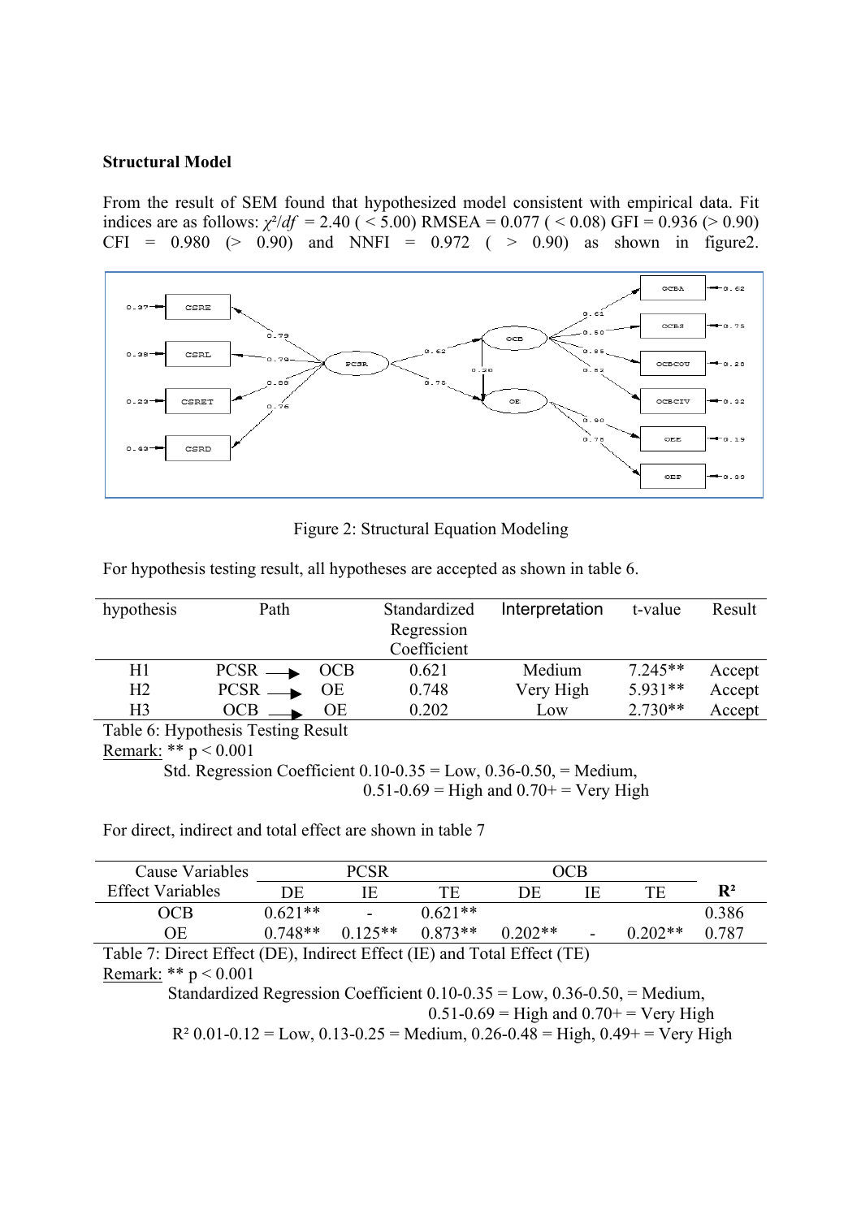**Structural Model**

From the result of SEM found that hypothesized model consistent with empirical data. Fit indices are as follows: $\chi^2/df$ = 2.40 ( < 5.00) RMSEA = 0.077 ( < 0.08) GFI = 0.936 (> 0.90) CFI = 0.980 (> 0.90) and NNFI = 0.972 ( > 0.90) as shown in figure2.

Figure 2: Structural Equation Modeling

For hypothesis testing result, all hypotheses are accepted as shown in table 6.

| hypothesis | Path | Standardized Regression Coefficient | Interpretation | t-value | Result |
|---|---|---|---|---|---|
| H1 | PCSR → OCB | 0.621 | Medium | 7.245** | Accept |
| H2 | PCSR → OE | 0.748 | Very High | 5.931** | Accept |
| H3 | OCB → OE | 0.202 | Low | 2.730** | Accept |

Table 6: Hypothesis Testing Result

Remark: ** $p < 0.001$

Std. Regression Coefficient 0.10-0.35 = Low, 0.36-0.50, = Medium, 0.51-0.69 = High and 0.70+ = Very High

For direct, indirect and total effect are shown in table 7

| Cause Variables | PCSR | | | OCB | | | |
|---|---|---|---|---|---|---|---|
| Effect Variables | DE | IE | TE | DE | IE | TE | $R^2$ |
| OCB | 0.621** | - | 0.621** | | | | 0.386 |
| OE | 0.748** | 0.125** | 0.873** | 0.202** | - | 0.202** | 0.787 |

Table 7: Direct Effect (DE), Indirect Effect (IE) and Total Effect (TE)

Remark: ** $p < 0.001$

Standardized Regression Coefficient 0.10-0.35 = Low, 0.36-0.50, = Medium, 0.51-0.69 = High and 0.70+ = Very High

$R^2$ 0.01-0.12 = Low, 0.13-0.25 = Medium, 0.26-0.48 = High, 0.49+ = Very High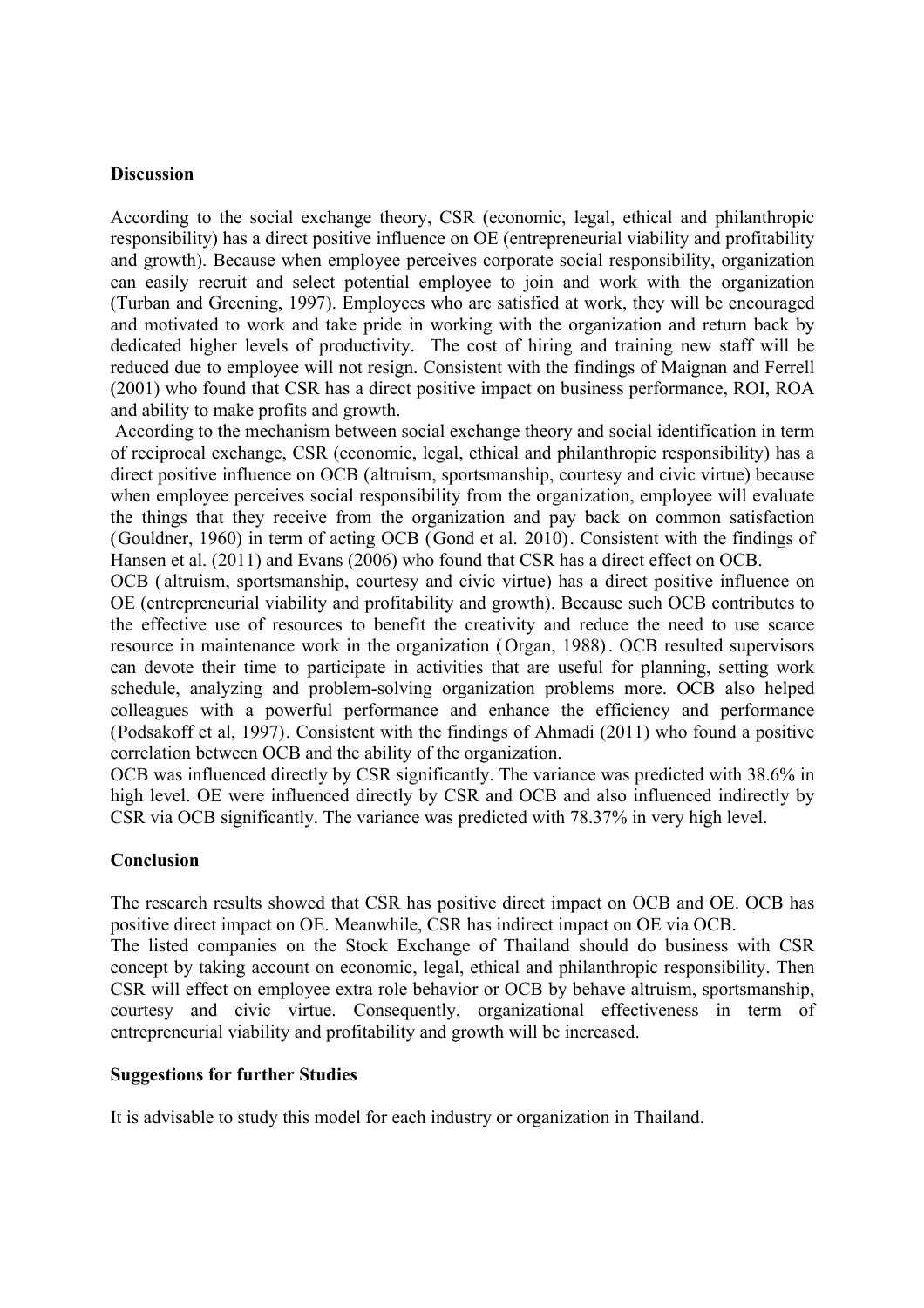**Discussion**

According to the social exchange theory, CSR (economic, legal, ethical and philanthropic responsibility) has a direct positive influence on OE (entrepreneurial viability and profitability and growth). Because when employee perceives corporate social responsibility, organization can easily recruit and select potential employee to join and work with the organization (Turban and Greening, 1997). Employees who are satisfied at work, they will be encouraged and motivated to work and take pride in working with the organization and return back by dedicated higher levels of productivity. The cost of hiring and training new staff will be reduced due to employee will not resign. Consistent with the findings of Maignan and Ferrell (2001) who found that CSR has a direct positive impact on business performance, ROI, ROA and ability to make profits and growth.

According to the mechanism between social exchange theory and social identification in term of reciprocal exchange, CSR (economic, legal, ethical and philanthropic responsibility) has a direct positive influence on OCB (altruism, sportsmanship, courtesy and civic virtue) because when employee perceives social responsibility from the organization, employee will evaluate the things that they receive from the organization and pay back on common satisfaction (Gouldner, 1960) in term of acting OCB (Gond et al. 2010). Consistent with the findings of Hansen et al. (2011) and Evans (2006) who found that CSR has a direct effect on OCB.

OCB (altruism, sportsmanship, courtesy and civic virtue) has a direct positive influence on OE (entrepreneurial viability and profitability and growth). Because such OCB contributes to the effective use of resources to benefit the creativity and reduce the need to use scarce resource in maintenance work in the organization (Organ, 1988). OCB resulted supervisors can devote their time to participate in activities that are useful for planning, setting work schedule, analyzing and problem-solving organization problems more. OCB also helped colleagues with a powerful performance and enhance the efficiency and performance (Podsakoff et al, 1997). Consistent with the findings of Ahmadi (2011) who found a positive correlation between OCB and the ability of the organization.

OCB was influenced directly by CSR significantly. The variance was predicted with 38.6% in high level. OE were influenced directly by CSR and OCB and also influenced indirectly by CSR via OCB significantly. The variance was predicted with 78.37% in very high level.

**Conclusion**

The research results showed that CSR has positive direct impact on OCB and OE. OCB has positive direct impact on OE. Meanwhile, CSR has indirect impact on OE via OCB.

The listed companies on the Stock Exchange of Thailand should do business with CSR concept by taking account on economic, legal, ethical and philanthropic responsibility. Then CSR will effect on employee extra role behavior or OCB by behave altruism, sportsmanship, courtesy and civic virtue. Consequently, organizational effectiveness in term of entrepreneurial viability and profitability and growth will be increased.

**Suggestions for further Studies**

It is advisable to study this model for each industry or organization in Thailand.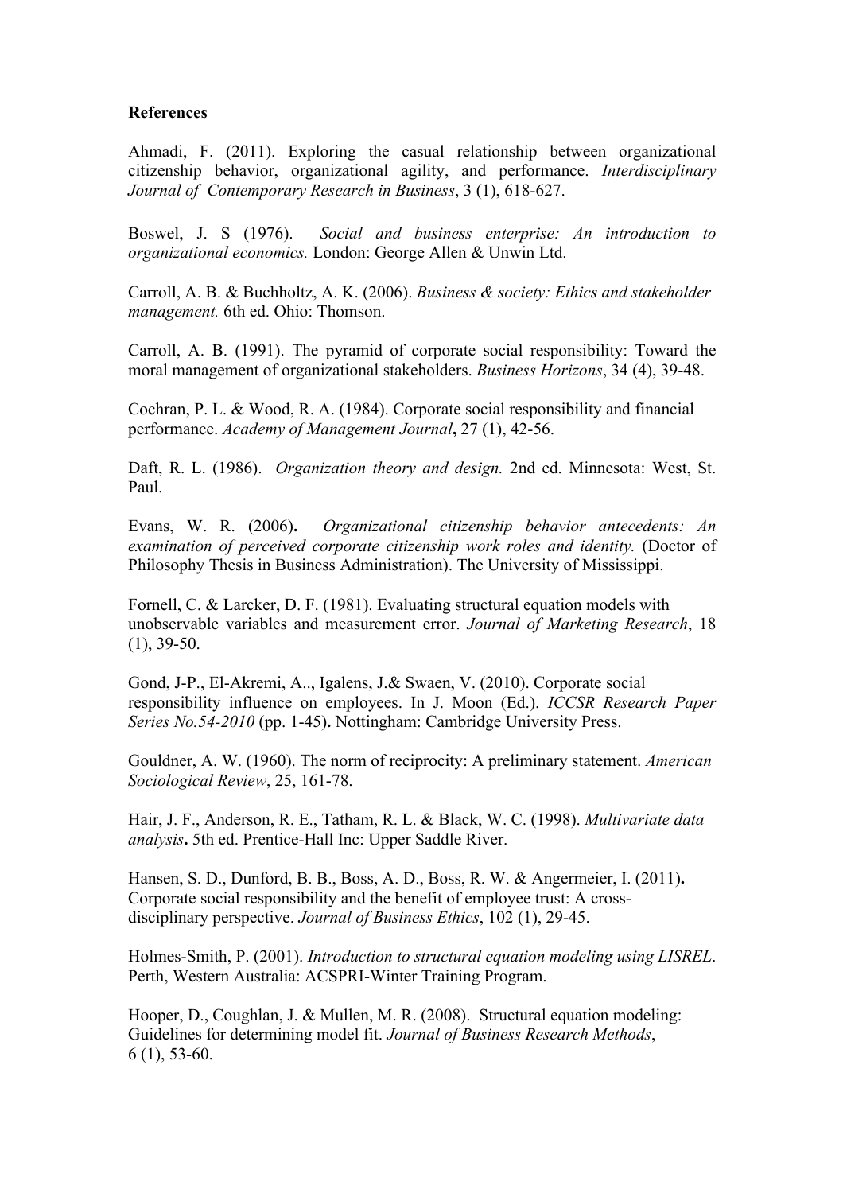**References**

Ahmadi, F. (2011). Exploring the casual relationship between organizational citizenship behavior, organizational agility, and performance. *Interdisciplinary Journal of Contemporary Research in Business*, 3 (1), 618-627.

Boswel, J. S (1976). *Social and business enterprise: An introduction to organizational economics.* London: George Allen & Unwin Ltd.

Carroll, A. B. & Buchholtz, A. K. (2006). *Business & society: Ethics and stakeholder management.* 6th ed. Ohio: Thomson.

Carroll, A. B. (1991). The pyramid of corporate social responsibility: Toward the moral management of organizational stakeholders. *Business Horizons*, 34 (4), 39-48.

Cochran, P. L. & Wood, R. A. (1984). Corporate social responsibility and financial performance. *Academy of Management Journal***,** 27 (1), 42-56.

Daft, R. L. (1986). *Organization theory and design.* 2nd ed. Minnesota: West, St. Paul.

Evans, W. R. (2006)**.** *Organizational citizenship behavior antecedents: An examination of perceived corporate citizenship work roles and identity.* (Doctor of Philosophy Thesis in Business Administration). The University of Mississippi.

Fornell, C. & Larcker, D. F. (1981). Evaluating structural equation models with unobservable variables and measurement error. *Journal of Marketing Research*, 18 (1), 39-50.

Gond, J-P., El-Akremi, A.., Igalens, J.& Swaen, V. (2010). Corporate social responsibility influence on employees. In J. Moon (Ed.). *ICCSR Research Paper Series No.54-2010* (pp. 1-45)**.** Nottingham: Cambridge University Press.

Gouldner, A. W. (1960). The norm of reciprocity: A preliminary statement. *American Sociological Review*, 25, 161-78.

Hair, J. F., Anderson, R. E., Tatham, R. L. & Black, W. C. (1998). *Multivariate data analysis***.** 5th ed. Prentice-Hall Inc: Upper Saddle River.

Hansen, S. D., Dunford, B. B., Boss, A. D., Boss, R. W. & Angermeier, I. (2011)**.** Corporate social responsibility and the benefit of employee trust: A cross-disciplinary perspective. *Journal of Business Ethics*, 102 (1), 29-45.

Holmes-Smith, P. (2001). *Introduction to structural equation modeling using LISREL*. Perth, Western Australia: ACSPRI-Winter Training Program.

Hooper, D., Coughlan, J. & Mullen, M. R. (2008). Structural equation modeling: Guidelines for determining model fit. *Journal of Business Research Methods*, 6 (1), 53-60.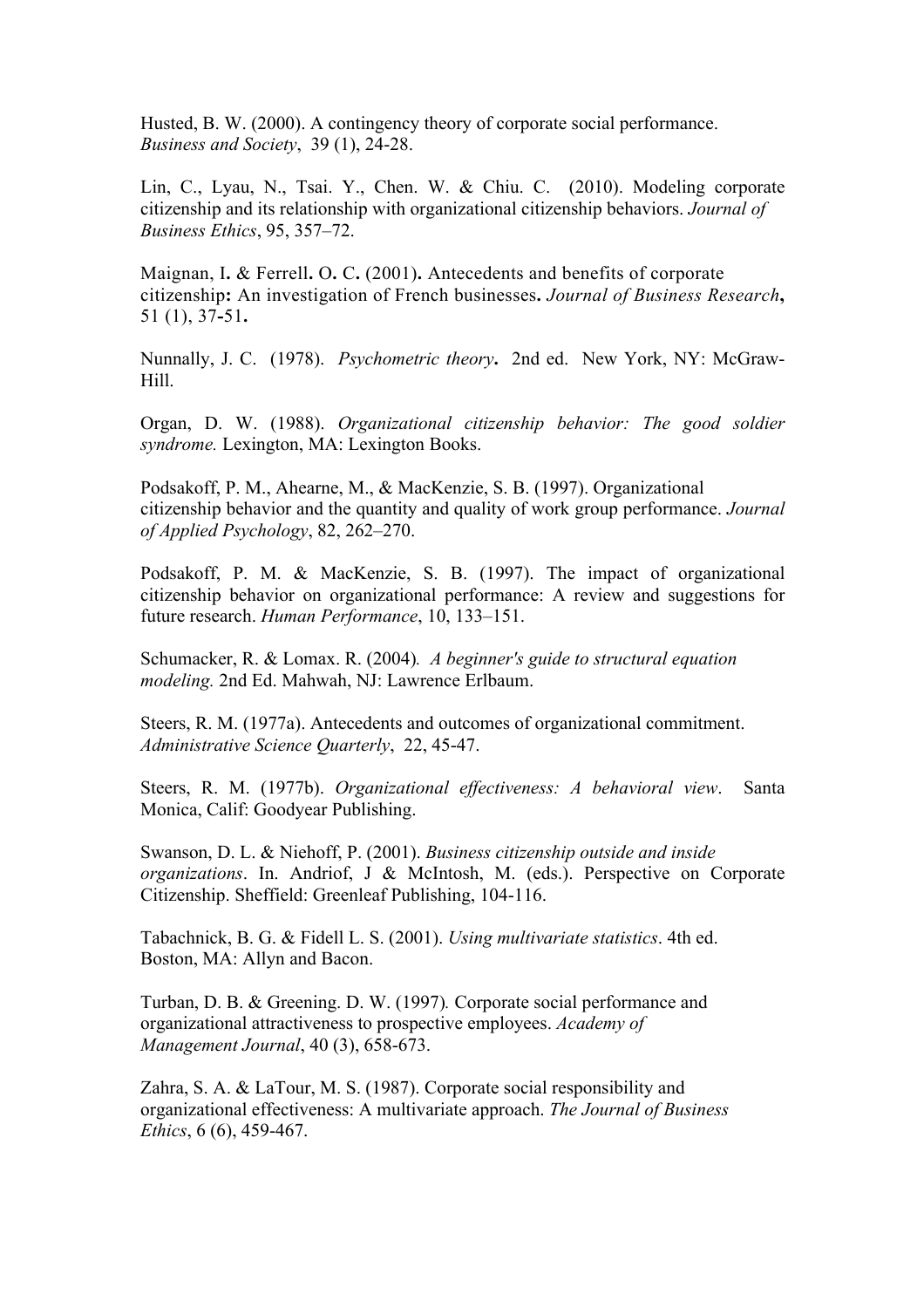Husted, B. W. (2000). A contingency theory of corporate social performance. *Business and Society*, 39 (1), 24-28.

Lin, C., Lyau, N., Tsai. Y., Chen. W. & Chiu. C. (2010). Modeling corporate citizenship and its relationship with organizational citizenship behaviors. *Journal of Business Ethics*, 95, 357–72.

Maignan, I**.** & Ferrell**.** O**.** C**.** (2001)**.** Antecedents and benefits of corporate citizenship**:** An investigation of French businesses**.** *Journal of Business Research***,** 51 (1), 37**-**51**.**

Nunnally, J. C. (1978). *Psychometric theory***.** 2nd ed. New York, NY: McGraw-Hill.

Organ, D. W. (1988). *Organizational citizenship behavior: The good soldier syndrome.* Lexington, MA: Lexington Books.

Podsakoff, P. M., Ahearne, M., & MacKenzie, S. B. (1997). Organizational citizenship behavior and the quantity and quality of work group performance. *Journal of Applied Psychology*, 82, 262–270.

Podsakoff, P. M. & MacKenzie, S. B. (1997). The impact of organizational citizenship behavior on organizational performance: A review and suggestions for future research. *Human Performance*, 10, 133–151.

Schumacker, R. & Lomax. R. (2004)*. A beginner's guide to structural equation modeling.* 2nd Ed. Mahwah, NJ: Lawrence Erlbaum.

Steers, R. M. (1977a). Antecedents and outcomes of organizational commitment. *Administrative Science Quarterly*, 22, 45-47.

Steers, R. M. (1977b). *Organizational effectiveness: A behavioral view*. Santa Monica, Calif: Goodyear Publishing.

Swanson, D. L. & Niehoff, P. (2001). *Business citizenship outside and inside organizations*. In. Andriof, J & McIntosh, M. (eds.). Perspective on Corporate Citizenship. Sheffield: Greenleaf Publishing, 104-116.

Tabachnick, B. G. & Fidell L. S. (2001). *Using multivariate statistics*. 4th ed. Boston, MA: Allyn and Bacon.

Turban, D. B. & Greening. D. W. (1997)*.* Corporate social performance and organizational attractiveness to prospective employees. *Academy of Management Journal*, 40 (3), 658-673.

Zahra, S. A. & LaTour, M. S. (1987). Corporate social responsibility and organizational effectiveness: A multivariate approach. *The Journal of Business Ethics*, 6 (6), 459-467.